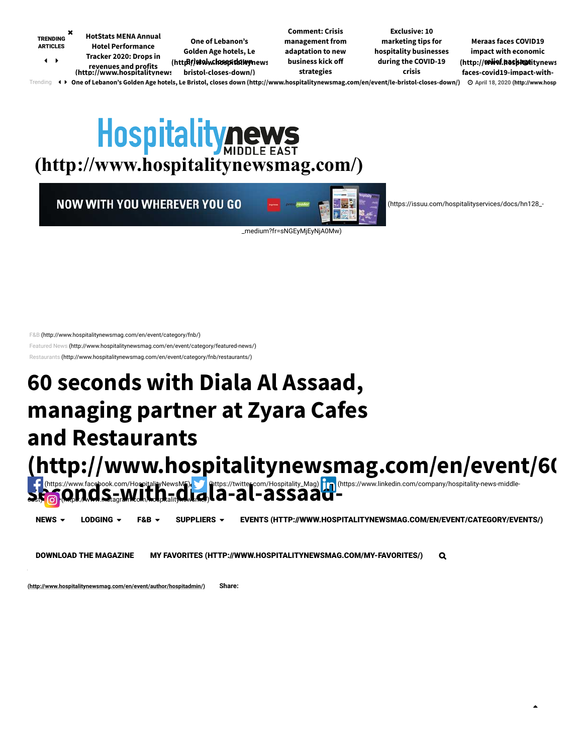TRENDING ARTICLES

HotStats MENA Annual Hotel Performance Tracker 2020: Drops in revenues and profits (http://www.hospitalitynews

One of Lebanon's Golden Age hotels, Le Bristol, closes down (http://www.hospitalitynews bristol-closes-down/)

Comment: Crisis management from adaptation to new business kick off strategies

Exclusive: 10 marketing tips for hospitality businesses during the COVID-19 crisis

Meraas faces COVID19 impact with economic relief package (http://www.hospitalitynews faces-covid19-impact-with-

Trending One of Lebanon's Golden Age hotels, Le Bristol, closes down (http://www.hospitalitynewsmag.com/en/event/le-bristol-closes-down/) April 18, 2020 (http://www.hosp

Hospitalitynews MIDDLE EAST
(http://www.hospitalitynewsmag.com/)

NOW WITH YOU WHEREVER YOU GO (https://issuu.com/hospitalityservices/docs/hn128_-_medium?fr=sNGEyMjEyNjA0Mw)

F&B (http://www.hospitalitynewsmag.com/en/event/category/fnb/)
Featured News (http://www.hospitalitynewsmag.com/en/event/category/featured-news/)
Restaurants (http://www.hospitalitynewsmag.com/en/event/category/fnb/restaurants/)

# 60 seconds with Diala Al Assaad, managing partner at Zyara Cafes and Restaurants (http://www.hospitalitynewsmag.com/en/event/60-seconds-with-diala-al-assaad-

(https://www.facebook.com/HospitalityNewsME) (https://twitter.com/Hospitality_Mag) (https://www.linkedin.com/company/hospitality-news-middle-east) (https://www.instagram.com/hospitalitynewsme/)

NEWS LODGING F&B SUPPLIERS EVENTS (HTTP://WWW.HOSPITALITYNEWSMAG.COM/EN/EVENT/CATEGORY/EVENTS/)

DOWNLOAD THE MAGAZINE MY FAVORITES (HTTP://WWW.HOSPITALITYNEWSMAG.COM/MY-FAVORITES/)

(http://www.hospitalitynewsmag.com/en/event/author/hospitadmin/) Share: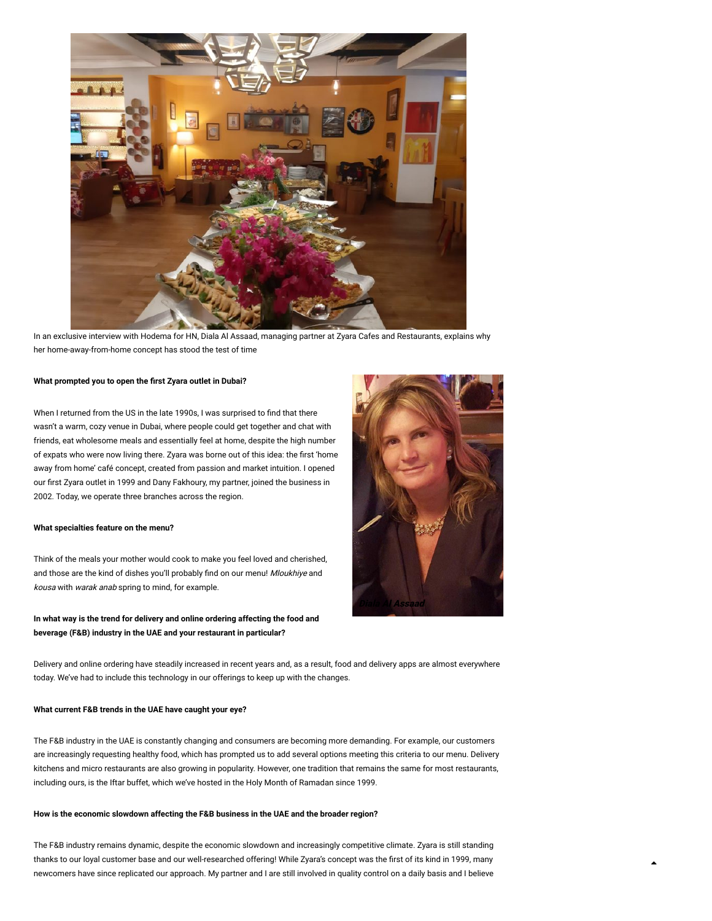In an exclusive interview with Hodema for HN, Diala Al Assaad, managing partner at Zyara Cafes and Restaurants, explains why her home-away-from-home concept has stood the test of time

**What prompted you to open the first Zyara outlet in Dubai?**

When I returned from the US in the late 1990s, I was surprised to find that there wasn't a warm, cozy venue in Dubai, where people could get together and chat with friends, eat wholesome meals and essentially feel at home, despite the high number of expats who were now living there. Zyara was borne out of this idea: the first 'home away from home' café concept, created from passion and market intuition. I opened our first Zyara outlet in 1999 and Dany Fakhoury, my partner, joined the business in 2002. Today, we operate three branches across the region.

*Diala Al Assaad*

**What specialties feature on the menu?**

Think of the meals your mother would cook to make you feel loved and cherished, and those are the kind of dishes you'll probably find on our menu! *Mloukhiye* and *kousa* with *warak anab* spring to mind, for example.

**In what way is the trend for delivery and online ordering affecting the food and beverage (F&B) industry in the UAE and your restaurant in particular?**

Delivery and online ordering have steadily increased in recent years and, as a result, food and delivery apps are almost everywhere today. We've had to include this technology in our offerings to keep up with the changes.

**What current F&B trends in the UAE have caught your eye?**

The F&B industry in the UAE is constantly changing and consumers are becoming more demanding. For example, our customers are increasingly requesting healthy food, which has prompted us to add several options meeting this criteria to our menu. Delivery kitchens and micro restaurants are also growing in popularity. However, one tradition that remains the same for most restaurants, including ours, is the Iftar buffet, which we've hosted in the Holy Month of Ramadan since 1999.

**How is the economic slowdown affecting the F&B business in the UAE and the broader region?**

The F&B industry remains dynamic, despite the economic slowdown and increasingly competitive climate. Zyara is still standing thanks to our loyal customer base and our well-researched offering! While Zyara's concept was the first of its kind in 1999, many newcomers have since replicated our approach. My partner and I are still involved in quality control on a daily basis and I believe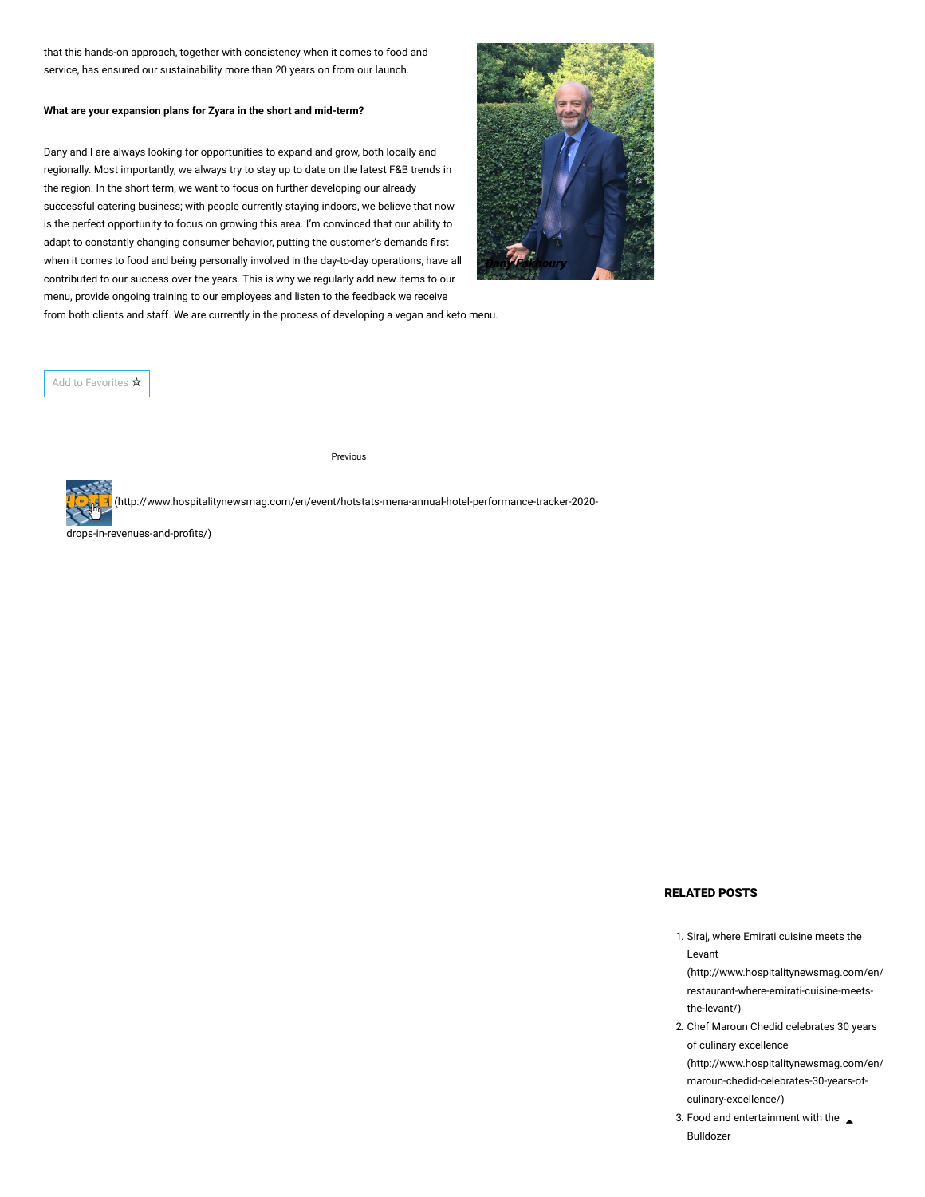that this hands-on approach, together with consistency when it comes to food and service, has ensured our sustainability more than 20 years on from our launch.

**What are your expansion plans for Zyara in the short and mid-term?**

Dany and I are always looking for opportunities to expand and grow, both locally and regionally. Most importantly, we always try to stay up to date on the latest F&B trends in the region. In the short term, we want to focus on further developing our already successful catering business; with people currently staying indoors, we believe that now is the perfect opportunity to focus on growing this area. I'm convinced that our ability to adapt to constantly changing consumer behavior, putting the customer's demands first when it comes to food and being personally involved in the day-to-day operations, have all contributed to our success over the years. This is why we regularly add new items to our menu, provide ongoing training to our employees and listen to the feedback we receive from both clients and staff. We are currently in the process of developing a vegan and keto menu.

*Dany Fakhoury*

Add to Favorites ☆

Previous

(http://www.hospitalitynewsmag.com/en/event/hotstats-mena-annual-hotel-performance-tracker-2020-drops-in-revenues-and-profits/)

**RELATED POSTS**

1. Siraj, where Emirati cuisine meets the Levant (http://www.hospitalitynewsmag.com/en/restaurant-where-emirati-cuisine-meets-the-levant/)
2. Chef Maroun Chedid celebrates 30 years of culinary excellence (http://www.hospitalitynewsmag.com/en/maroun-chedid-celebrates-30-years-of-culinary-excellence/)
3. Food and entertainment with the Bulldozer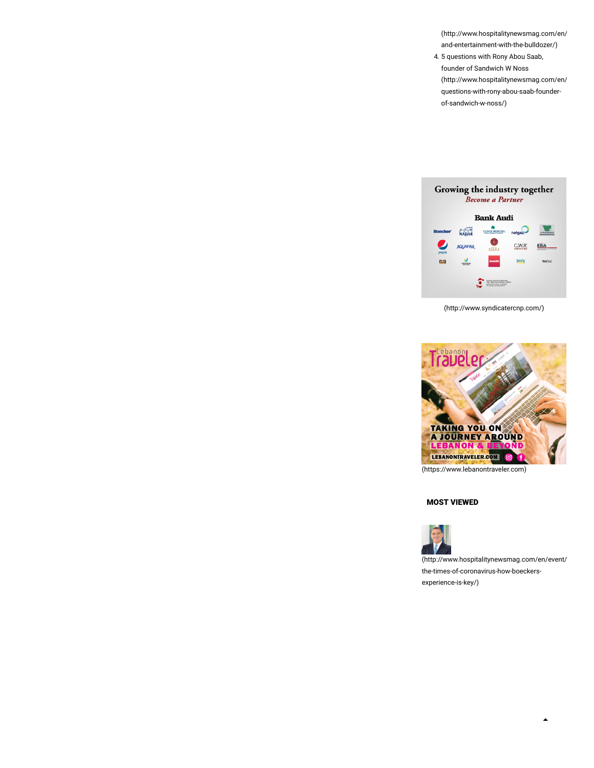(http://www.hospitalitynewsmag.com/en/and-entertainment-with-the-bulldozer/)

4. 5 questions with Rony Abou Saab, founder of Sandwich W Noss (http://www.hospitalitynewsmag.com/en/questions-with-rony-abou-saab-founder-of-sandwich-w-noss/)

(http://www.syndicatercnp.com/)

(https://www.lebanontraveler.com)

**MOST VIEWED**

(http://www.hospitalitynewsmag.com/en/event/the-times-of-coronavirus-how-boeckers-experience-is-key/)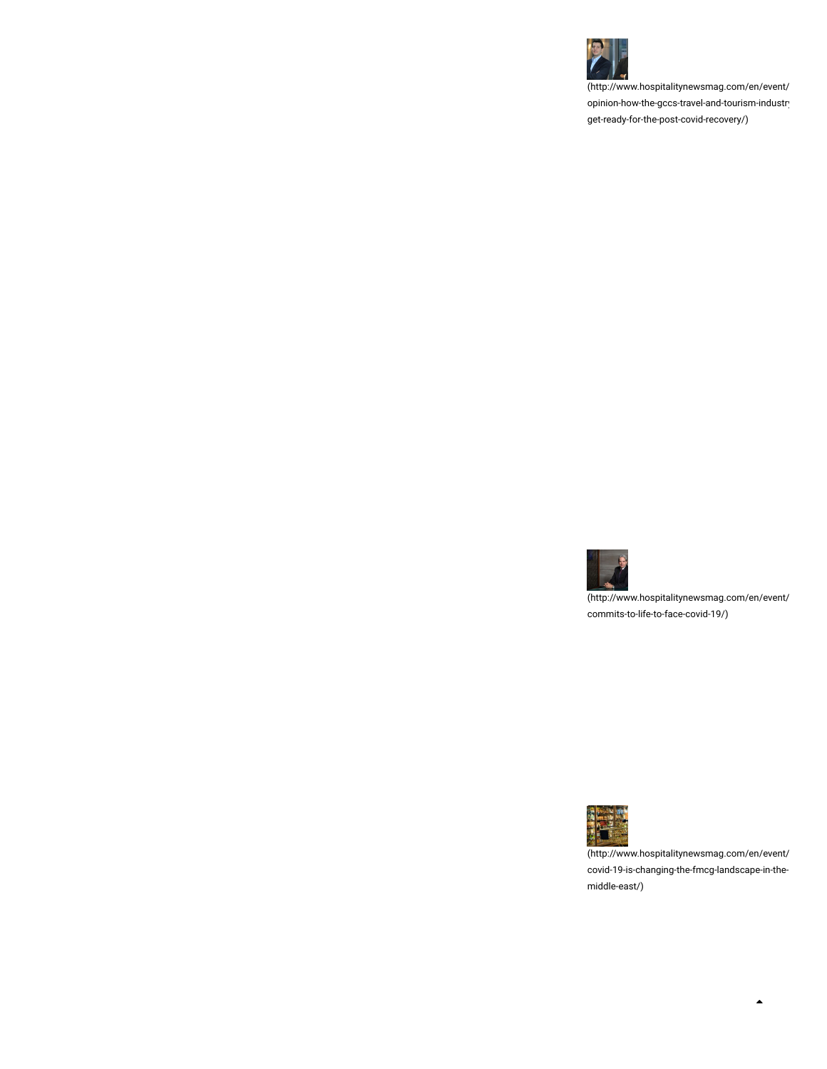(http://www.hospitalitynewsmag.com/en/event/opinion-how-the-gccs-travel-and-tourism-industry-get-ready-for-the-post-covid-recovery/)

(http://www.hospitalitynewsmag.com/en/event/commits-to-life-to-face-covid-19/)

(http://www.hospitalitynewsmag.com/en/event/covid-19-is-changing-the-fmcg-landscape-in-the-middle-east/)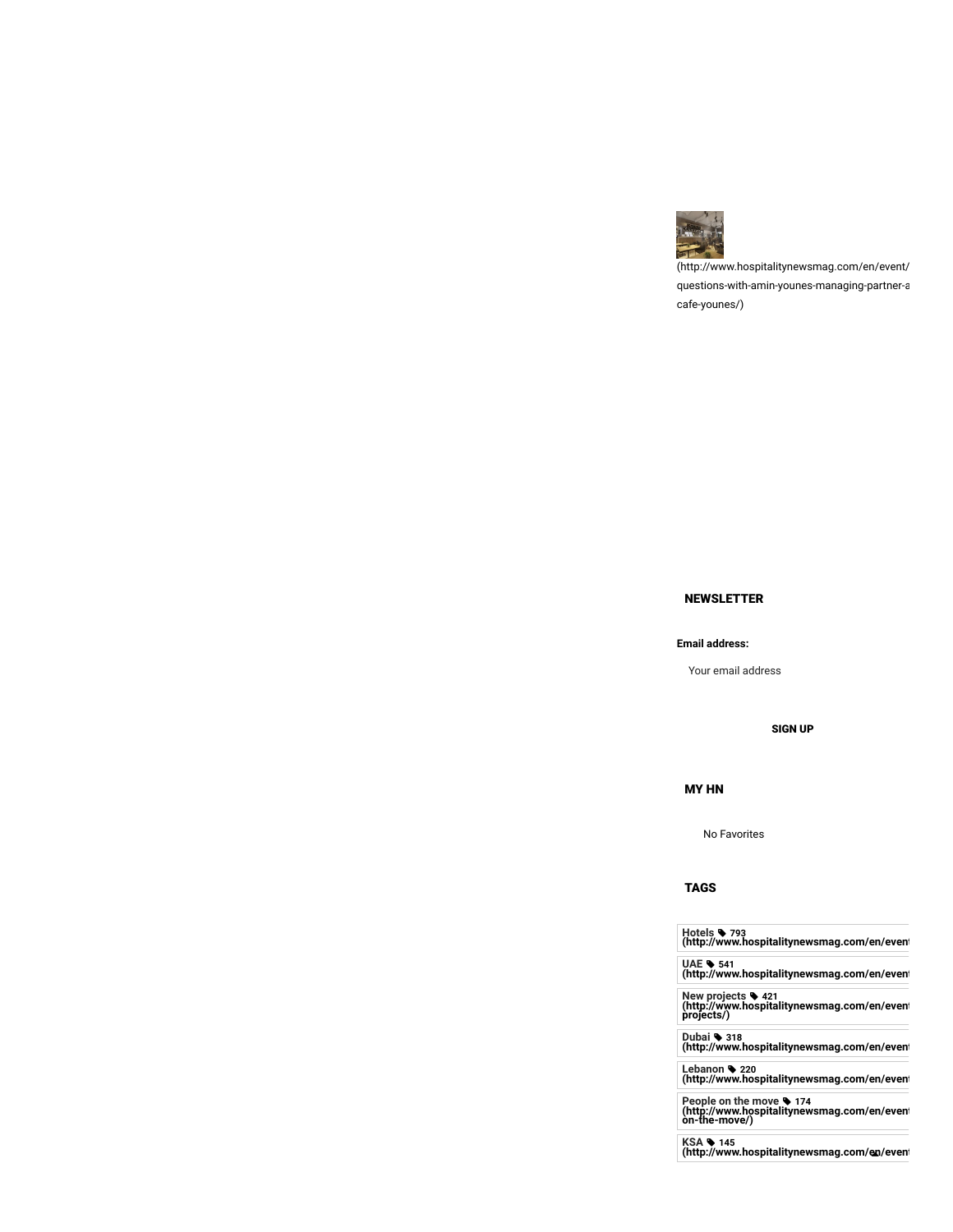(http://www.hospitalitynewsmag.com/en/event/questions-with-amin-younes-managing-partner-a cafe-younes/)

## NEWSLETTER

**Email address:**

Your email address

**SIGN UP**

## MY HN

No Favorites

## TAGS

**Hotels 793 (http://www.hospitalitynewsmag.com/en/event**

**UAE 541 (http://www.hospitalitynewsmag.com/en/event**

**New projects 421 (http://www.hospitalitynewsmag.com/en/event projects/)**

**Dubai 318 (http://www.hospitalitynewsmag.com/en/event**

**Lebanon 220 (http://www.hospitalitynewsmag.com/en/event**

**People on the move 174 (http://www.hospitalitynewsmag.com/en/event on-the-move/)**

**KSA 145 (http://www.hospitalitynewsmag.com/en/event**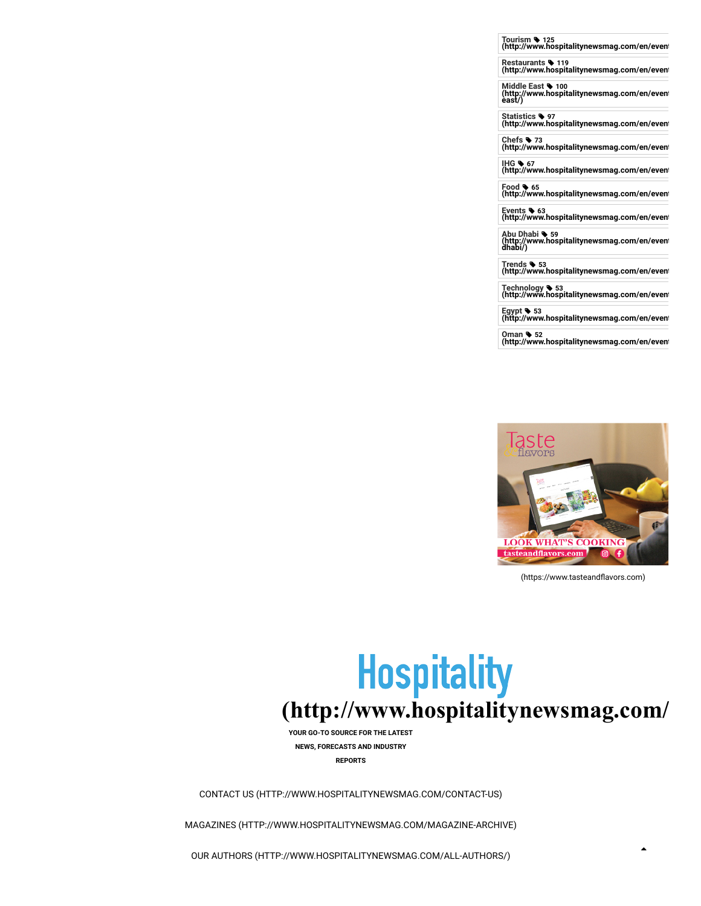Tourism 🏷 125
(http://www.hospitalitynewsmag.com/en/event

Restaurants 🏷 119
(http://www.hospitalitynewsmag.com/en/event

Middle East 🏷 100
(http://www.hospitalitynewsmag.com/en/event
east/)

Statistics 🏷 97
(http://www.hospitalitynewsmag.com/en/event

Chefs 🏷 73
(http://www.hospitalitynewsmag.com/en/event

IHG 🏷 67
(http://www.hospitalitynewsmag.com/en/event

Food 🏷 65
(http://www.hospitalitynewsmag.com/en/event

Events 🏷 63
(http://www.hospitalitynewsmag.com/en/event

Abu Dhabi 🏷 59
(http://www.hospitalitynewsmag.com/en/event
dhabi/)

Trends 🏷 53
(http://www.hospitalitynewsmag.com/en/event

Technology 🏷 53
(http://www.hospitalitynewsmag.com/en/event

Egypt 🏷 53
(http://www.hospitalitynewsmag.com/en/event

Oman 🏷 52
(http://www.hospitalitynewsmag.com/en/event

Taste & flavors

LOOK WHAT'S COOKING

tasteandflavors.com

(https://www.tasteandflavors.com)

# Hospitality
# (http://www.hospitalitynewsmag.com/

**YOUR GO-TO SOURCE FOR THE LATEST NEWS, FORECASTS AND INDUSTRY REPORTS**

CONTACT US (HTTP://WWW.HOSPITALITYNEWSMAG.COM/CONTACT-US)

MAGAZINES (HTTP://WWW.HOSPITALITYNEWSMAG.COM/MAGAZINE-ARCHIVE)

OUR AUTHORS (HTTP://WWW.HOSPITALITYNEWSMAG.COM/ALL-AUTHORS/)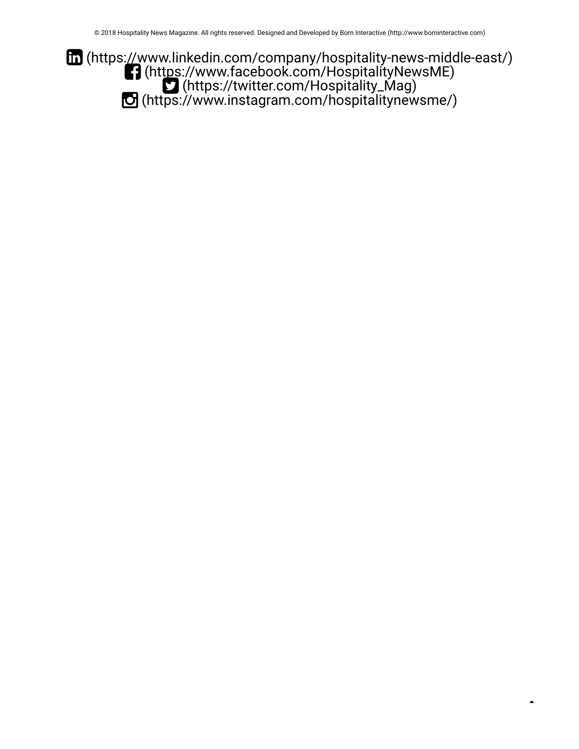© 2018 Hospitality News Magazine. All rights reserved. Designed and Developed by Born Interactive (http://www.borninteractive.com)

(https://www.linkedin.com/company/hospitality-news-middle-east/)
(https://www.facebook.com/HospitalityNewsME)
(https://twitter.com/Hospitality_Mag)
(https://www.instagram.com/hospitalitynewsme/)